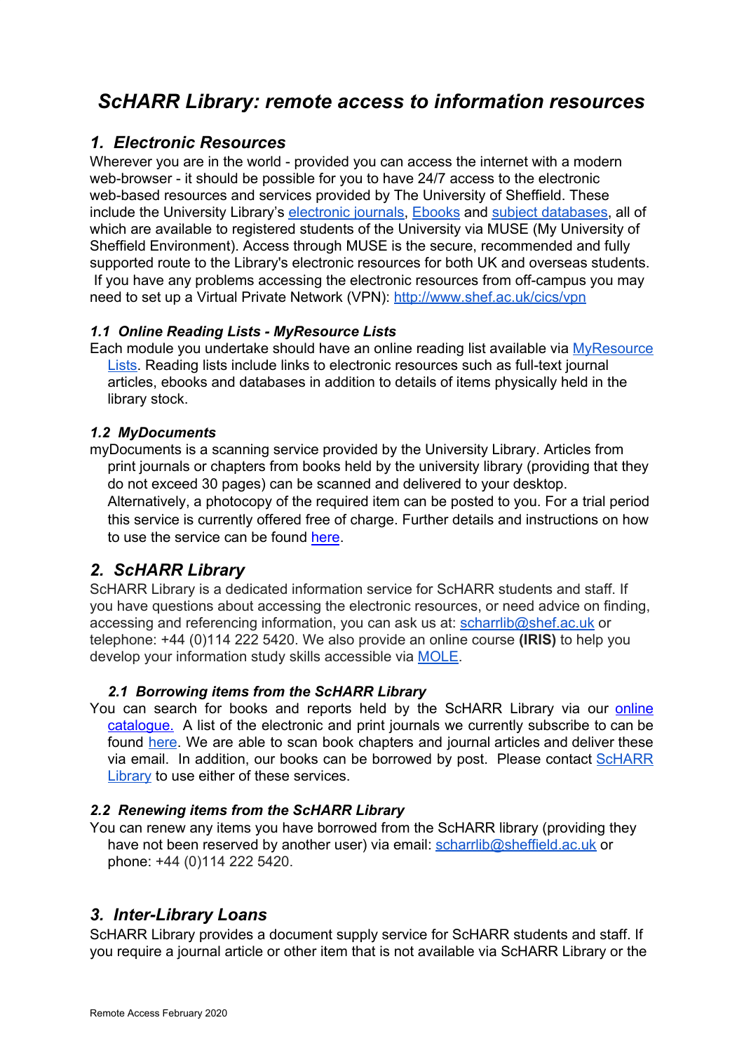# *ScHARR Library: remote access to information resources*

## *1. Electronic Resources*

Wherever you are in the world - provided you can access the internet with a modern web-browser - it should be possible for you to have 24/7 access to the electronic web-based resources and services provided by The University of Sheffield. These include the University Library's electronic journals, Ebooks and subject databases, all of which are available to registered students of the University via MUSE (My University of Sheffield Environment). Access through MUSE is the secure, recommended and fully supported route to the Library's electronic resources for both UK and overseas students. If you have any problems accessing the electronic resources from off-campus you may need to set up a Virtual Private Network (VPN): http://www.shef.ac.uk/cics/vpn

### *1.1 Online Reading Lists - MyResource Lists*

Each module you undertake should have an online reading list available via MyResource Lists. Reading lists include links to electronic resources such as full-text journal articles, ebooks and databases in addition to details of items physically held in the library stock.

### *1.2 MyDocuments*

myDocuments is a scanning service provided by the University Library. Articles from print journals or chapters from books held by the university library (providing that they do not exceed 30 pages) can be scanned and delivered to your desktop. Alternatively, a photocopy of the required item can be posted to you. For a trial period this service is currently offered free of charge. Further details and instructions on how to use the service can be found here.

## *2. ScHARR Library*

ScHARR Library is a dedicated information service for ScHARR students and staff. If you have questions about accessing the electronic resources, or need advice on finding, accessing and referencing information, you can ask us at: scharrlib@shef.ac.uk or telephone: +44 (0)114 222 5420. We also provide an online course **(IRIS)** to help you develop your information study skills accessible via MOLE.

### *2.1 Borrowing items from the ScHARR Library*

You can search for books and reports held by the ScHARR Library via our online catalogue. A list of the electronic and print journals we currently subscribe to can be found here. We are able to scan book chapters and journal articles and deliver these via email. In addition, our books can be borrowed by post. Please contact ScHARR Library to use either of these services.

### *2.2 Renewing items from the ScHARR Library*

You can renew any items you have borrowed from the ScHARR library (providing they have not been reserved by another user) via email: scharrlib@sheffield.ac.uk or phone: +44 (0)114 222 5420.

## *3. Inter-Library Loans*

ScHARR Library provides a document supply service for ScHARR students and staff. If you require a journal article or other item that is not available via ScHARR Library or the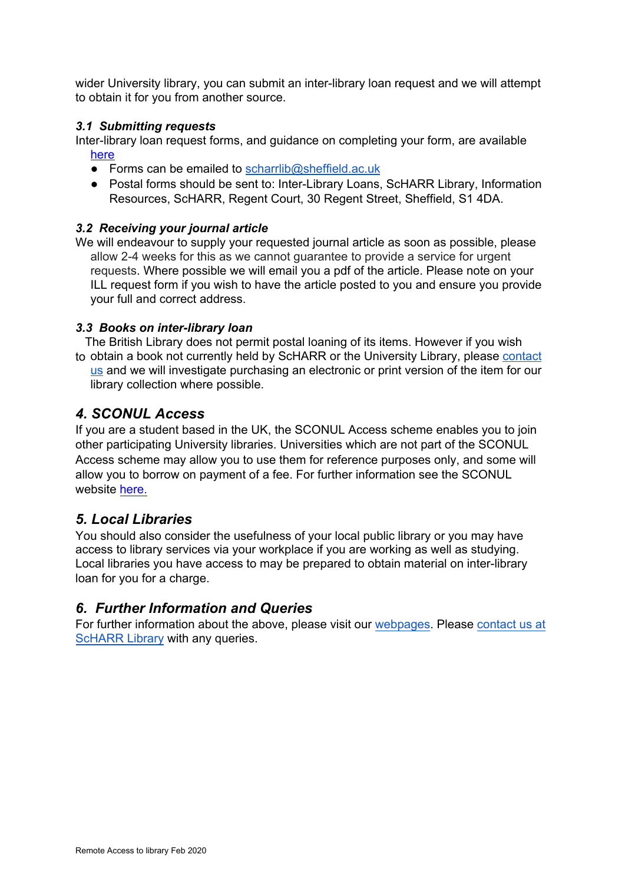wider University library, you can submit an inter-library loan request and we will attempt to obtain it for you from another source.

### *3.1 Submitting requests*

Inter-library loan request forms, and guidance on completing your form, are available here

- Forms can be emailed to scharrlib@sheffield.ac.uk
- Postal forms should be sent to: Inter-Library Loans, ScHARR Library, Information Resources, ScHARR, Regent Court, 30 Regent Street, Sheffield, S1 4DA.

### *3.2 Receiving your journal article*

We will endeavour to supply your requested journal article as soon as possible, please allow 2-4 weeks for this as we cannot guarantee to provide a service for urgent requests. Where possible we will email you a pdf of the article. Please note on your ILL request form if you wish to have the article posted to you and ensure you provide your full and correct address.

### *3.3 Books on inter-library loan*

The British Library does not permit postal loaning of its items. However if you wish to obtain a book not currently held by ScHARR or the University Library, please contact us and we will investigate purchasing an electronic or print version of the item for our library collection where possible.

## *4. SCONUL Access*

If you are a student based in the UK, the SCONUL Access scheme enables you to join other participating University libraries. Universities which are not part of the SCONUL Access scheme may allow you to use them for reference purposes only, and some will allow you to borrow on payment of a fee. For further information see the SCONUL website here.

## *5. Local Libraries*

You should also consider the usefulness of your local public library or you may have access to library services via your workplace if you are working as well as studying. Local libraries you have access to may be prepared to obtain material on inter-library loan for you for a charge.

## *6. Further Information and Queries*

For further information about the above, please visit our webpages. Please contact us at ScHARR Library with any queries.